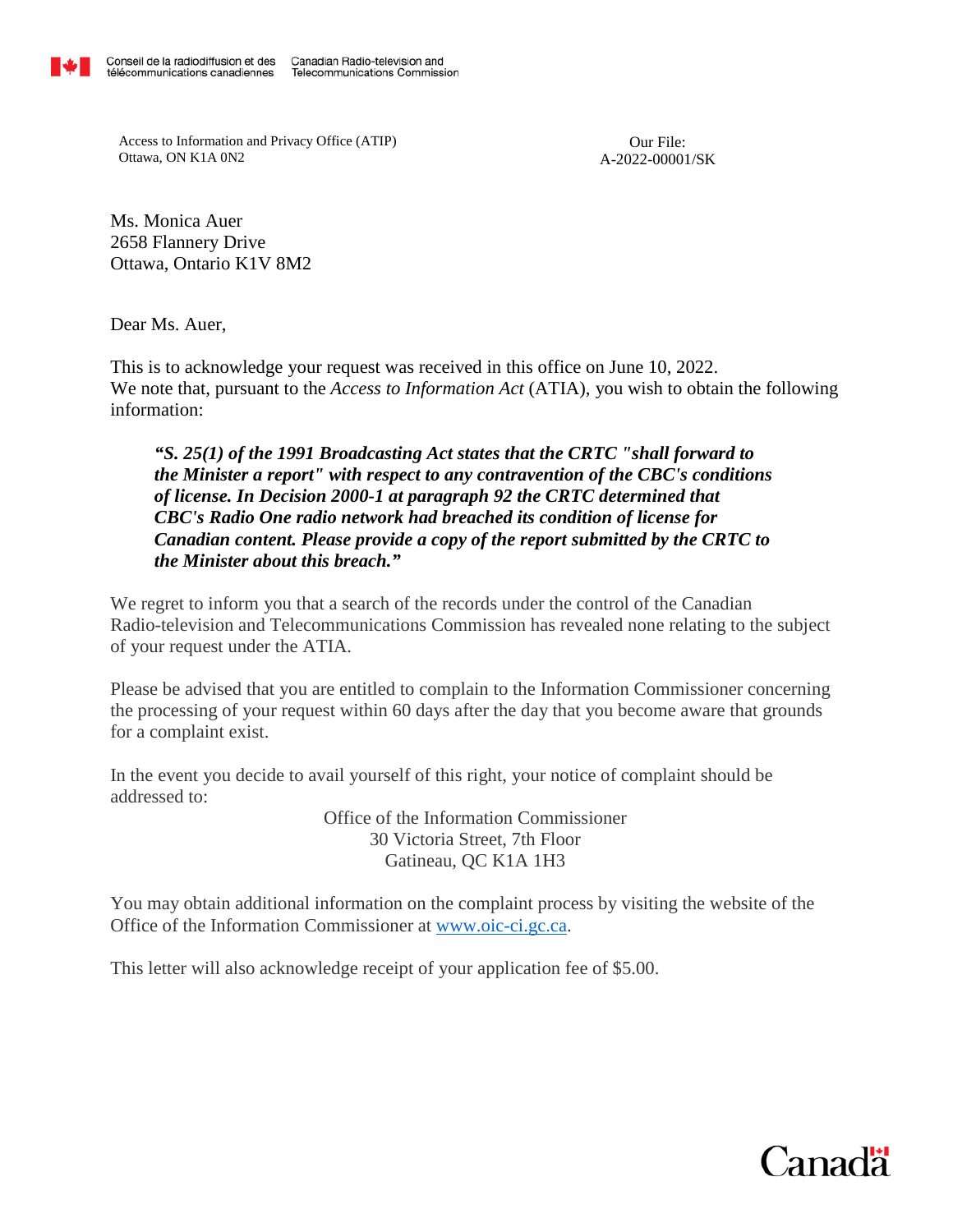Conseil de la radiodiffusion et des télécommunications canadiennes | Canadian Radio-television and Telecommunications Commission

Access to Information and Privacy Office (ATIP)
Ottawa, ON K1A 0N2

Our File:
A-2022-00001/SK

Ms. Monica Auer
2658 Flannery Drive
Ottawa, Ontario K1V 8M2

Dear Ms. Auer,

This is to acknowledge your request was received in this office on June 10, 2022.
We note that, pursuant to the *Access to Information Act* (ATIA), you wish to obtain the following information:

> ***"S. 25(1) of the 1991 Broadcasting Act states that the CRTC "shall forward to the Minister a report" with respect to any contravention of the CBC's conditions of license. In Decision 2000-1 at paragraph 92 the CRTC determined that CBC's Radio One radio network had breached its condition of license for Canadian content. Please provide a copy of the report submitted by the CRTC to the Minister about this breach."***

We regret to inform you that a search of the records under the control of the Canadian Radio-television and Telecommunications Commission has revealed none relating to the subject of your request under the ATIA.

Please be advised that you are entitled to complain to the Information Commissioner concerning the processing of your request within 60 days after the day that you become aware that grounds for a complaint exist.

In the event you decide to avail yourself of this right, your notice of complaint should be addressed to:

Office of the Information Commissioner
30 Victoria Street, 7th Floor
Gatineau, QC K1A 1H3

You may obtain additional information on the complaint process by visiting the website of the Office of the Information Commissioner at www.oic-ci.gc.ca.

This letter will also acknowledge receipt of your application fee of $5.00.

Canada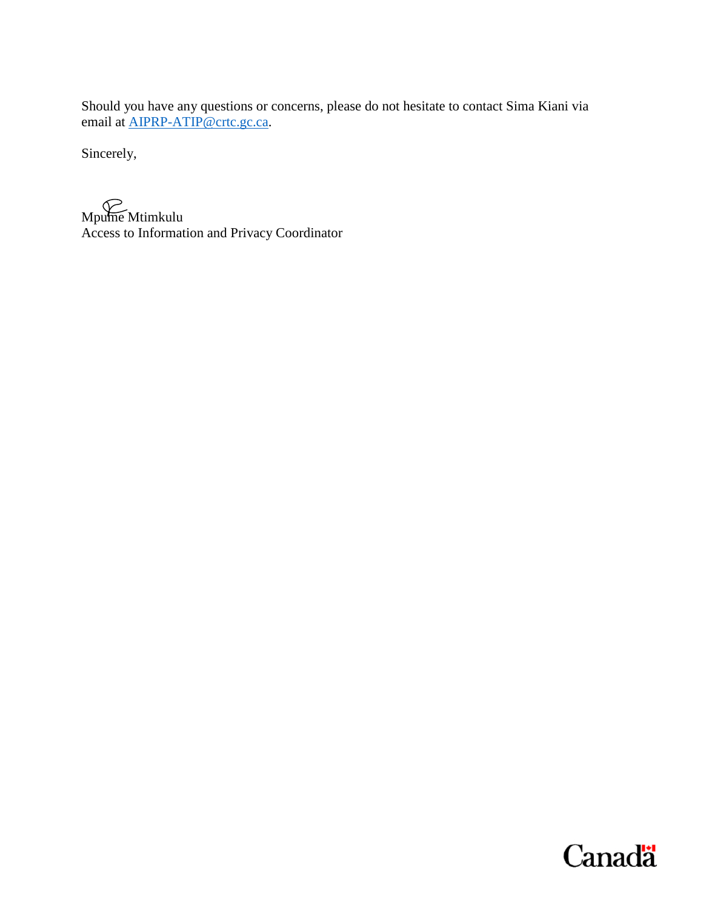Should you have any questions or concerns, please do not hesitate to contact Sima Kiani via email at AIPRP-ATIP@crtc.gc.ca.

Sincerely,

Mpume Mtimkulu
Access to Information and Privacy Coordinator